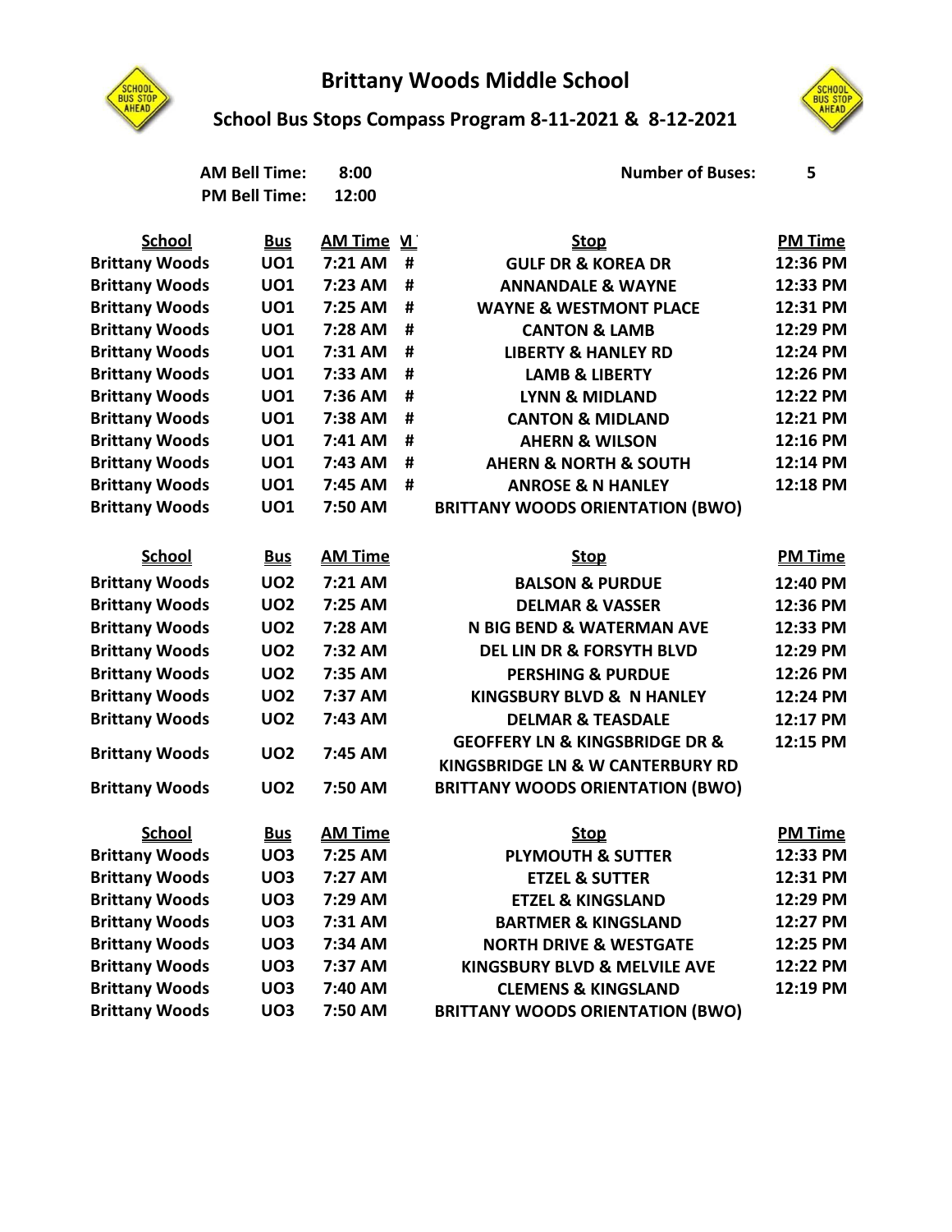# Brittany Woods Middle School

## School Bus Stops Compass Program 8-11-2021 & 8-12-2021

**AM Bell Time:** 8:00 **Number of Buses:** 5
**PM Bell Time:** 12:00

| School | Bus | AM Time | M | Stop | PM Time |
|---|---|---|---|---|---|
| Brittany Woods | UO1 | 7:21 AM | # | GULF DR & KOREA DR | 12:36 PM |
| Brittany Woods | UO1 | 7:23 AM | # | ANNANDALE & WAYNE | 12:33 PM |
| Brittany Woods | UO1 | 7:25 AM | # | WAYNE & WESTMONT PLACE | 12:31 PM |
| Brittany Woods | UO1 | 7:28 AM | # | CANTON & LAMB | 12:29 PM |
| Brittany Woods | UO1 | 7:31 AM | # | LIBERTY & HANLEY RD | 12:24 PM |
| Brittany Woods | UO1 | 7:33 AM | # | LAMB & LIBERTY | 12:26 PM |
| Brittany Woods | UO1 | 7:36 AM | # | LYNN & MIDLAND | 12:22 PM |
| Brittany Woods | UO1 | 7:38 AM | # | CANTON & MIDLAND | 12:21 PM |
| Brittany Woods | UO1 | 7:41 AM | # | AHERN & WILSON | 12:16 PM |
| Brittany Woods | UO1 | 7:43 AM | # | AHERN & NORTH & SOUTH | 12:14 PM |
| Brittany Woods | UO1 | 7:45 AM | # | ANROSE & N HANLEY | 12:18 PM |
| Brittany Woods | UO1 | 7:50 AM | | BRITTANY WOODS ORIENTATION (BWO) | |

| School | Bus | AM Time | Stop | PM Time |
|---|---|---|---|---|
| Brittany Woods | UO2 | 7:21 AM | BALSON & PURDUE | 12:40 PM |
| Brittany Woods | UO2 | 7:25 AM | DELMAR & VASSER | 12:36 PM |
| Brittany Woods | UO2 | 7:28 AM | N BIG BEND & WATERMAN AVE | 12:33 PM |
| Brittany Woods | UO2 | 7:32 AM | DEL LIN DR & FORSYTH BLVD | 12:29 PM |
| Brittany Woods | UO2 | 7:35 AM | PERSHING & PURDUE | 12:26 PM |
| Brittany Woods | UO2 | 7:37 AM | KINGSBURY BLVD & N HANLEY | 12:24 PM |
| Brittany Woods | UO2 | 7:43 AM | DELMAR & TEASDALE | 12:17 PM |
| Brittany Woods | UO2 | 7:45 AM | GEOFFERY LN & KINGSBRIDGE DR & KINGSBRIDGE LN & W CANTERBURY RD | 12:15 PM |
| Brittany Woods | UO2 | 7:50 AM | BRITTANY WOODS ORIENTATION (BWO) | |

| School | Bus | AM Time | Stop | PM Time |
|---|---|---|---|---|
| Brittany Woods | UO3 | 7:25 AM | PLYMOUTH & SUTTER | 12:33 PM |
| Brittany Woods | UO3 | 7:27 AM | ETZEL & SUTTER | 12:31 PM |
| Brittany Woods | UO3 | 7:29 AM | ETZEL & KINGSLAND | 12:29 PM |
| Brittany Woods | UO3 | 7:31 AM | BARTMER & KINGSLAND | 12:27 PM |
| Brittany Woods | UO3 | 7:34 AM | NORTH DRIVE & WESTGATE | 12:25 PM |
| Brittany Woods | UO3 | 7:37 AM | KINGSBURY BLVD & MELVILE AVE | 12:22 PM |
| Brittany Woods | UO3 | 7:40 AM | CLEMENS & KINGSLAND | 12:19 PM |
| Brittany Woods | UO3 | 7:50 AM | BRITTANY WOODS ORIENTATION (BWO) | |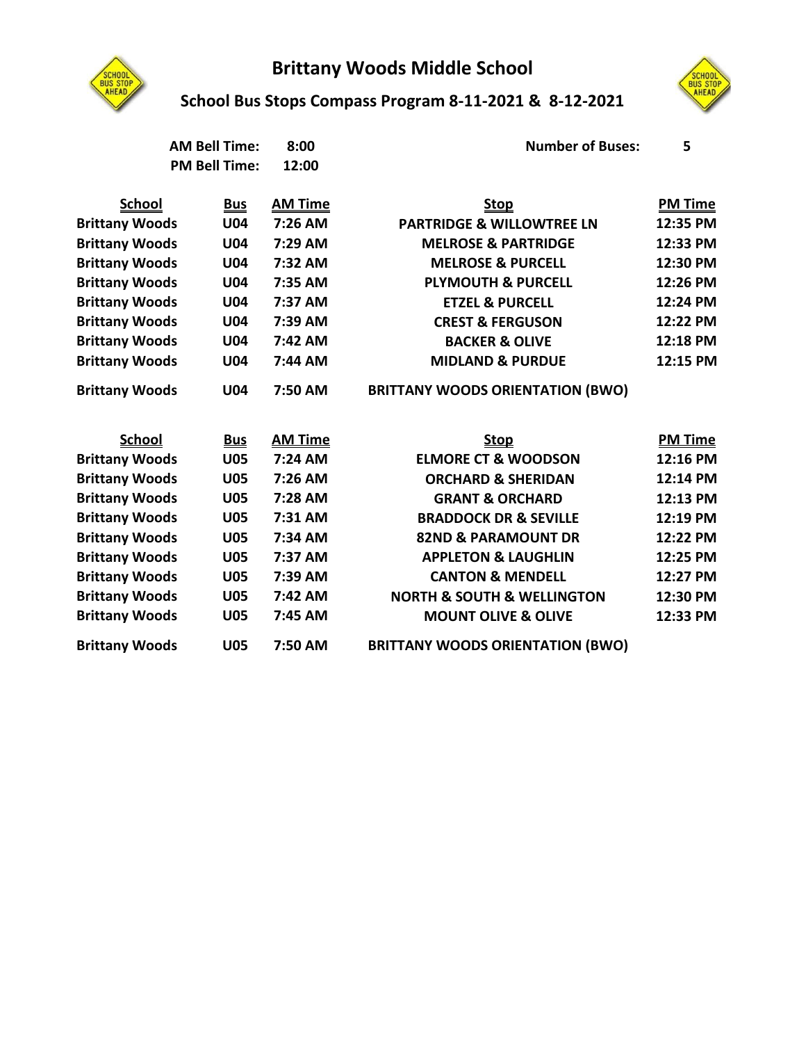# Brittany Woods Middle School

## School Bus Stops Compass Program 8-11-2021 & 8-12-2021

**AM Bell Time:** 8:00  
**PM Bell Time:** 12:00  
**Number of Buses:** 5

| School | Bus | AM Time | Stop | PM Time |
|---|---|---|---|---|
| Brittany Woods | U04 | 7:26 AM | PARTRIDGE & WILLOWTREE LN | 12:35 PM |
| Brittany Woods | U04 | 7:29 AM | MELROSE & PARTRIDGE | 12:33 PM |
| Brittany Woods | U04 | 7:32 AM | MELROSE & PURCELL | 12:30 PM |
| Brittany Woods | U04 | 7:35 AM | PLYMOUTH & PURCELL | 12:26 PM |
| Brittany Woods | U04 | 7:37 AM | ETZEL & PURCELL | 12:24 PM |
| Brittany Woods | U04 | 7:39 AM | CREST & FERGUSON | 12:22 PM |
| Brittany Woods | U04 | 7:42 AM | BACKER & OLIVE | 12:18 PM |
| Brittany Woods | U04 | 7:44 AM | MIDLAND & PURDUE | 12:15 PM |
| Brittany Woods | U04 | 7:50 AM | BRITTANY WOODS ORIENTATION (BWO) | |

| School | Bus | AM Time | Stop | PM Time |
|---|---|---|---|---|
| Brittany Woods | U05 | 7:24 AM | ELMORE CT & WOODSON | 12:16 PM |
| Brittany Woods | U05 | 7:26 AM | ORCHARD & SHERIDAN | 12:14 PM |
| Brittany Woods | U05 | 7:28 AM | GRANT & ORCHARD | 12:13 PM |
| Brittany Woods | U05 | 7:31 AM | BRADDOCK DR & SEVILLE | 12:19 PM |
| Brittany Woods | U05 | 7:34 AM | 82ND & PARAMOUNT DR | 12:22 PM |
| Brittany Woods | U05 | 7:37 AM | APPLETON & LAUGHLIN | 12:25 PM |
| Brittany Woods | U05 | 7:39 AM | CANTON & MENDELL | 12:27 PM |
| Brittany Woods | U05 | 7:42 AM | NORTH & SOUTH & WELLINGTON | 12:30 PM |
| Brittany Woods | U05 | 7:45 AM | MOUNT OLIVE & OLIVE | 12:33 PM |
| Brittany Woods | U05 | 7:50 AM | BRITTANY WOODS ORIENTATION (BWO) | |